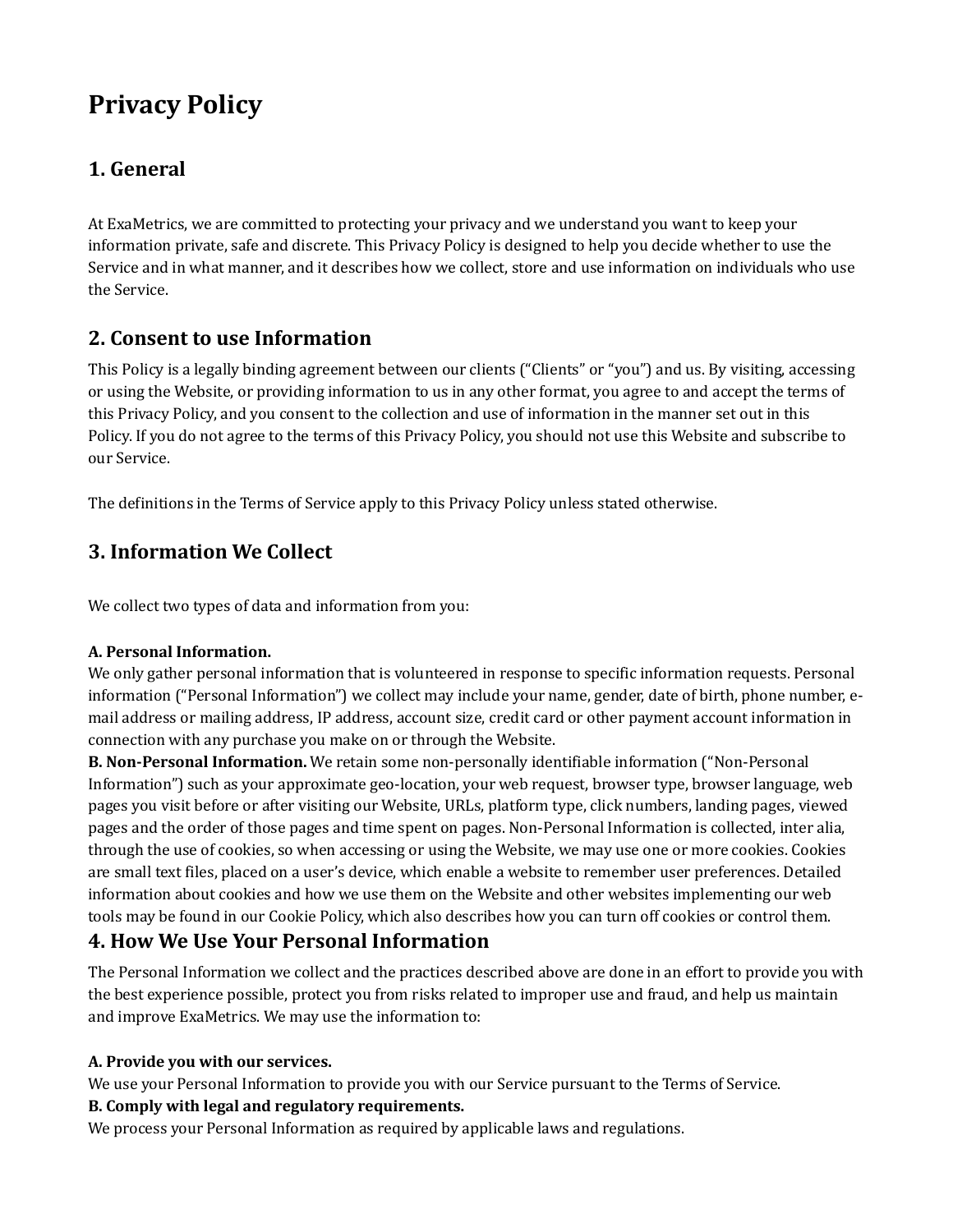# Privacy Policy

## 1. General

At ExaMetrics, we are committed to protecting your privacy and we understand you want to keep your information private, safe and discrete. This Privacy Policy is designed to help you decide whether to use the Service and in what manner, and it describes how we collect, store and use information on individuals who use the Service.

## 2. Consent to use Information

This Policy is a legally binding agreement between our clients ("Clients" or "you") and us. By visiting, accessing or using the Website, or providing information to us in any other format, you agree to and accept the terms of this Privacy Policy, and you consent to the collection and use of information in the manner set out in this Policy. If you do not agree to the terms of this Privacy Policy, you should not use this Website and subscribe to our Service.

The definitions in the Terms of Service apply to this Privacy Policy unless stated otherwise.

## 3. Information We Collect

We collect two types of data and information from you:

**A. Personal Information.**
We only gather personal information that is volunteered in response to specific information requests. Personal information ("Personal Information") we collect may include your name, gender, date of birth, phone number, e-mail address or mailing address, IP address, account size, credit card or other payment account information in connection with any purchase you make on or through the Website.
**B. Non-Personal Information.** We retain some non-personally identifiable information ("Non-Personal Information") such as your approximate geo-location, your web request, browser type, browser language, web pages you visit before or after visiting our Website, URLs, platform type, click numbers, landing pages, viewed pages and the order of those pages and time spent on pages. Non-Personal Information is collected, inter alia, through the use of cookies, so when accessing or using the Website, we may use one or more cookies. Cookies are small text files, placed on a user's device, which enable a website to remember user preferences. Detailed information about cookies and how we use them on the Website and other websites implementing our web tools may be found in our Cookie Policy, which also describes how you can turn off cookies or control them.

## 4. How We Use Your Personal Information

The Personal Information we collect and the practices described above are done in an effort to provide you with the best experience possible, protect you from risks related to improper use and fraud, and help us maintain and improve ExaMetrics. We may use the information to:

**A. Provide you with our services.**
We use your Personal Information to provide you with our Service pursuant to the Terms of Service.
**B. Comply with legal and regulatory requirements.**
We process your Personal Information as required by applicable laws and regulations.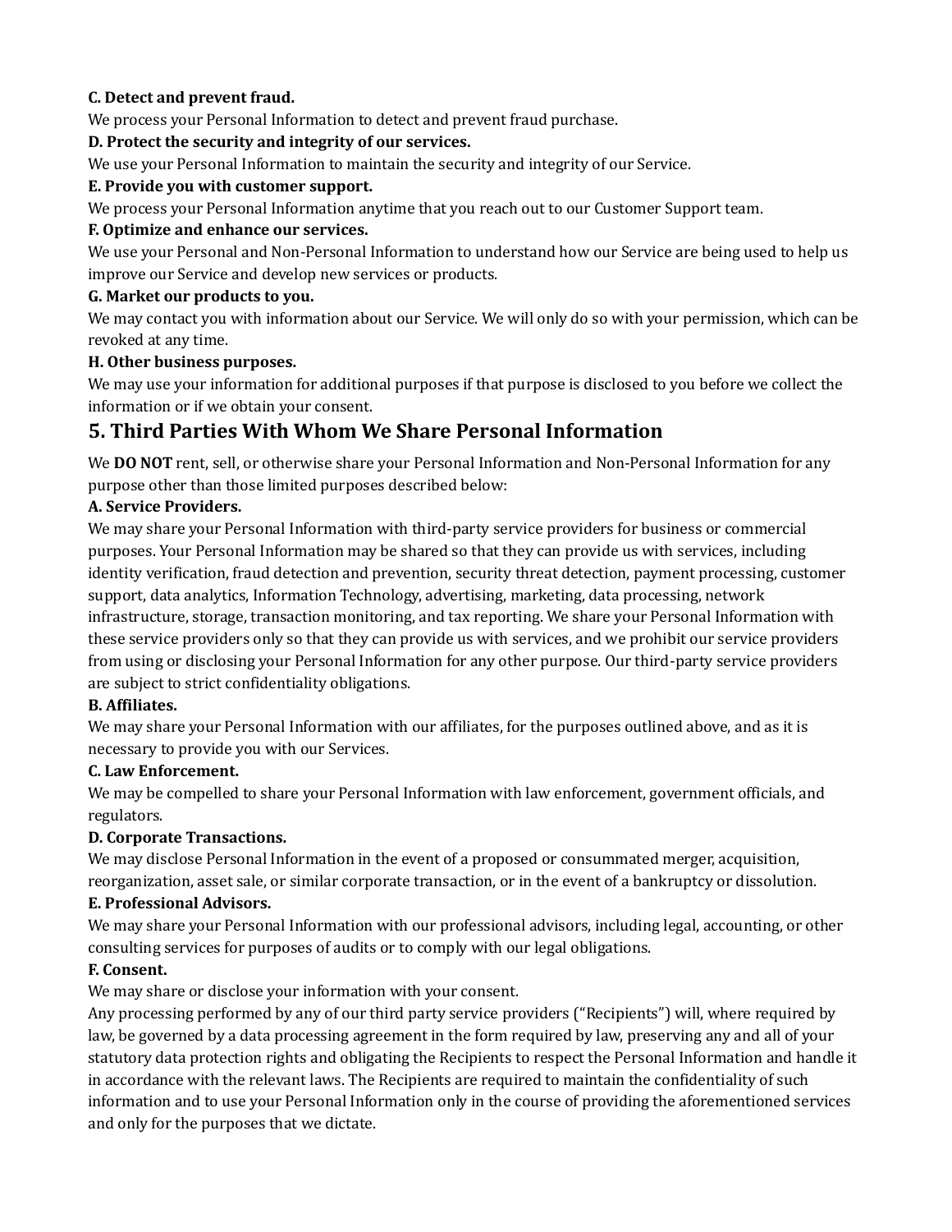**C. Detect and prevent fraud.**

We process your Personal Information to detect and prevent fraud purchase.

**D. Protect the security and integrity of our services.**

We use your Personal Information to maintain the security and integrity of our Service.

**E. Provide you with customer support.**

We process your Personal Information anytime that you reach out to our Customer Support team.

**F. Optimize and enhance our services.**

We use your Personal and Non-Personal Information to understand how our Service are being used to help us improve our Service and develop new services or products.

**G. Market our products to you.**

We may contact you with information about our Service. We will only do so with your permission, which can be revoked at any time.

**H. Other business purposes.**

We may use your information for additional purposes if that purpose is disclosed to you before we collect the information or if we obtain your consent.

## 5. Third Parties With Whom We Share Personal Information

We **DO NOT** rent, sell, or otherwise share your Personal Information and Non-Personal Information for any purpose other than those limited purposes described below:

**A. Service Providers.**

We may share your Personal Information with third-party service providers for business or commercial purposes. Your Personal Information may be shared so that they can provide us with services, including identity verification, fraud detection and prevention, security threat detection, payment processing, customer support, data analytics, Information Technology, advertising, marketing, data processing, network infrastructure, storage, transaction monitoring, and tax reporting. We share your Personal Information with these service providers only so that they can provide us with services, and we prohibit our service providers from using or disclosing your Personal Information for any other purpose. Our third-party service providers are subject to strict confidentiality obligations.

**B. Affiliates.**

We may share your Personal Information with our affiliates, for the purposes outlined above, and as it is necessary to provide you with our Services.

**C. Law Enforcement.**

We may be compelled to share your Personal Information with law enforcement, government officials, and regulators.

**D. Corporate Transactions.**

We may disclose Personal Information in the event of a proposed or consummated merger, acquisition, reorganization, asset sale, or similar corporate transaction, or in the event of a bankruptcy or dissolution.

**E. Professional Advisors.**

We may share your Personal Information with our professional advisors, including legal, accounting, or other consulting services for purposes of audits or to comply with our legal obligations.

**F. Consent.**

We may share or disclose your information with your consent.

Any processing performed by any of our third party service providers ("Recipients") will, where required by law, be governed by a data processing agreement in the form required by law, preserving any and all of your statutory data protection rights and obligating the Recipients to respect the Personal Information and handle it in accordance with the relevant laws. The Recipients are required to maintain the confidentiality of such information and to use your Personal Information only in the course of providing the aforementioned services and only for the purposes that we dictate.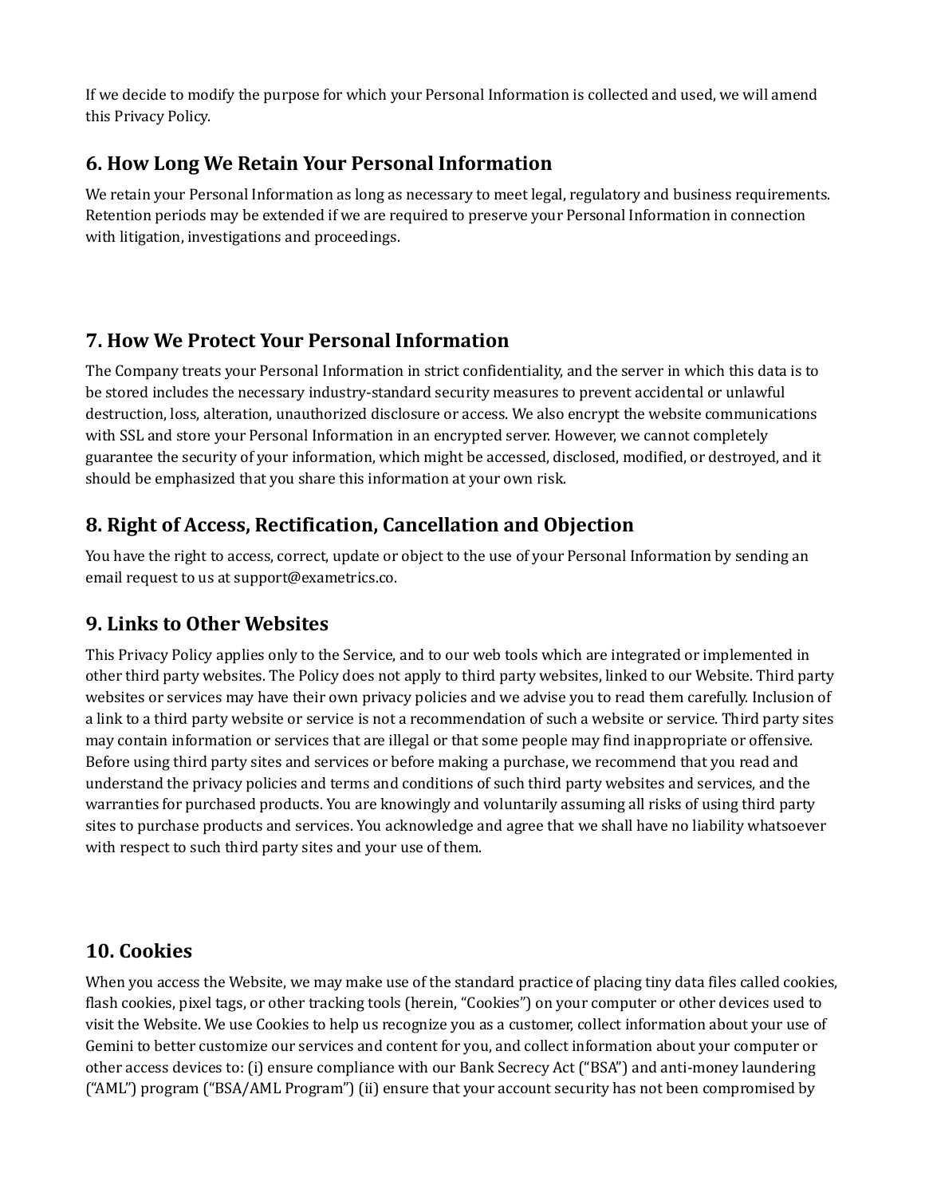If we decide to modify the purpose for which your Personal Information is collected and used, we will amend this Privacy Policy.

## 6. How Long We Retain Your Personal Information

We retain your Personal Information as long as necessary to meet legal, regulatory and business requirements. Retention periods may be extended if we are required to preserve your Personal Information in connection with litigation, investigations and proceedings.

## 7. How We Protect Your Personal Information

The Company treats your Personal Information in strict confidentiality, and the server in which this data is to be stored includes the necessary industry-standard security measures to prevent accidental or unlawful destruction, loss, alteration, unauthorized disclosure or access. We also encrypt the website communications with SSL and store your Personal Information in an encrypted server. However, we cannot completely guarantee the security of your information, which might be accessed, disclosed, modified, or destroyed, and it should be emphasized that you share this information at your own risk.

## 8. Right of Access, Rectification, Cancellation and Objection

You have the right to access, correct, update or object to the use of your Personal Information by sending an email request to us at support@exametrics.co.

## 9. Links to Other Websites

This Privacy Policy applies only to the Service, and to our web tools which are integrated or implemented in other third party websites. The Policy does not apply to third party websites, linked to our Website. Third party websites or services may have their own privacy policies and we advise you to read them carefully. Inclusion of a link to a third party website or service is not a recommendation of such a website or service. Third party sites may contain information or services that are illegal or that some people may find inappropriate or offensive. Before using third party sites and services or before making a purchase, we recommend that you read and understand the privacy policies and terms and conditions of such third party websites and services, and the warranties for purchased products. You are knowingly and voluntarily assuming all risks of using third party sites to purchase products and services. You acknowledge and agree that we shall have no liability whatsoever with respect to such third party sites and your use of them.

## 10. Cookies

When you access the Website, we may make use of the standard practice of placing tiny data files called cookies, flash cookies, pixel tags, or other tracking tools (herein, "Cookies") on your computer or other devices used to visit the Website. We use Cookies to help us recognize you as a customer, collect information about your use of Gemini to better customize our services and content for you, and collect information about your computer or other access devices to: (i) ensure compliance with our Bank Secrecy Act ("BSA") and anti-money laundering ("AML") program ("BSA/AML Program") (ii) ensure that your account security has not been compromised by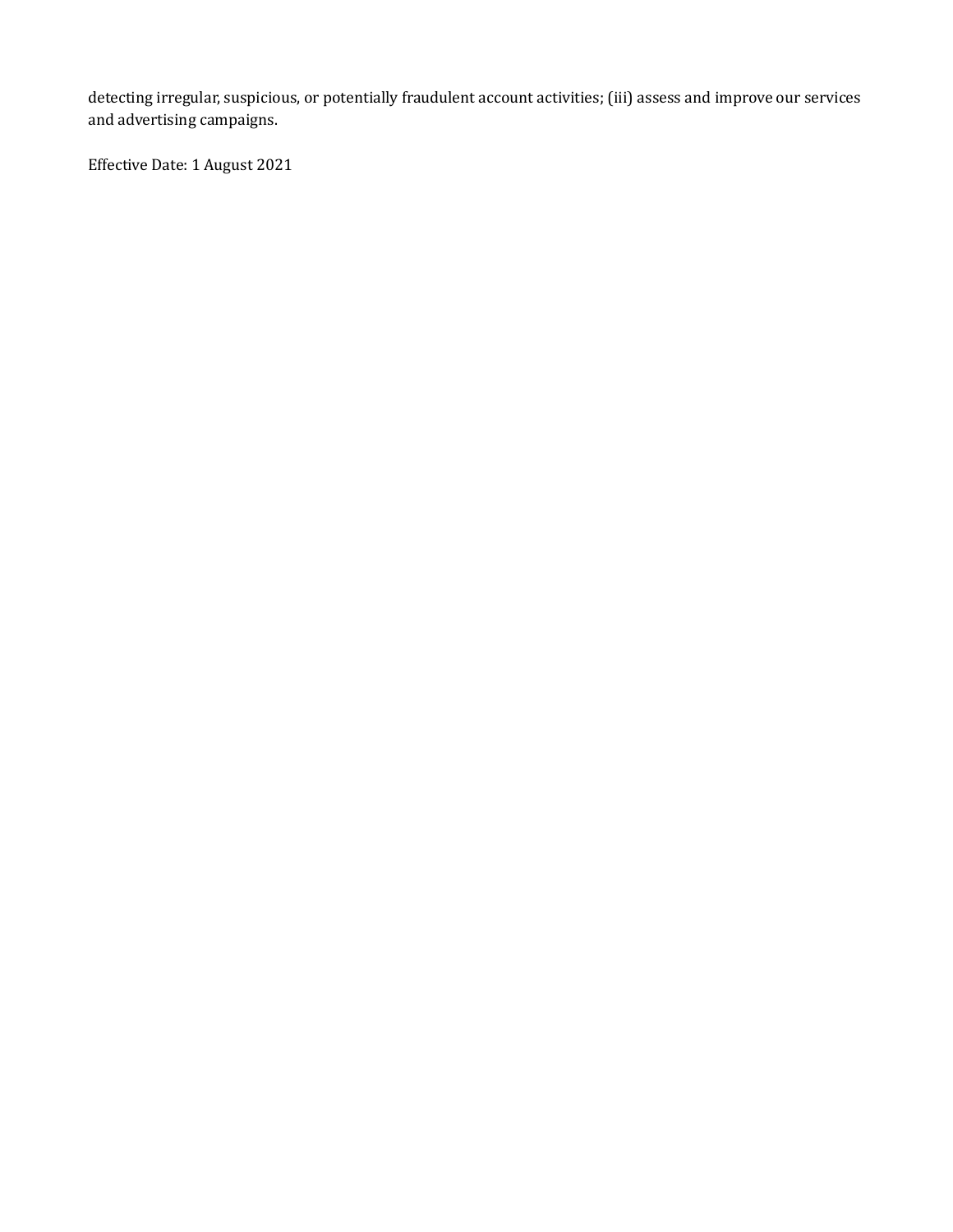detecting irregular, suspicious, or potentially fraudulent account activities; (iii) assess and improve our services and advertising campaigns.

Effective Date: 1 August 2021